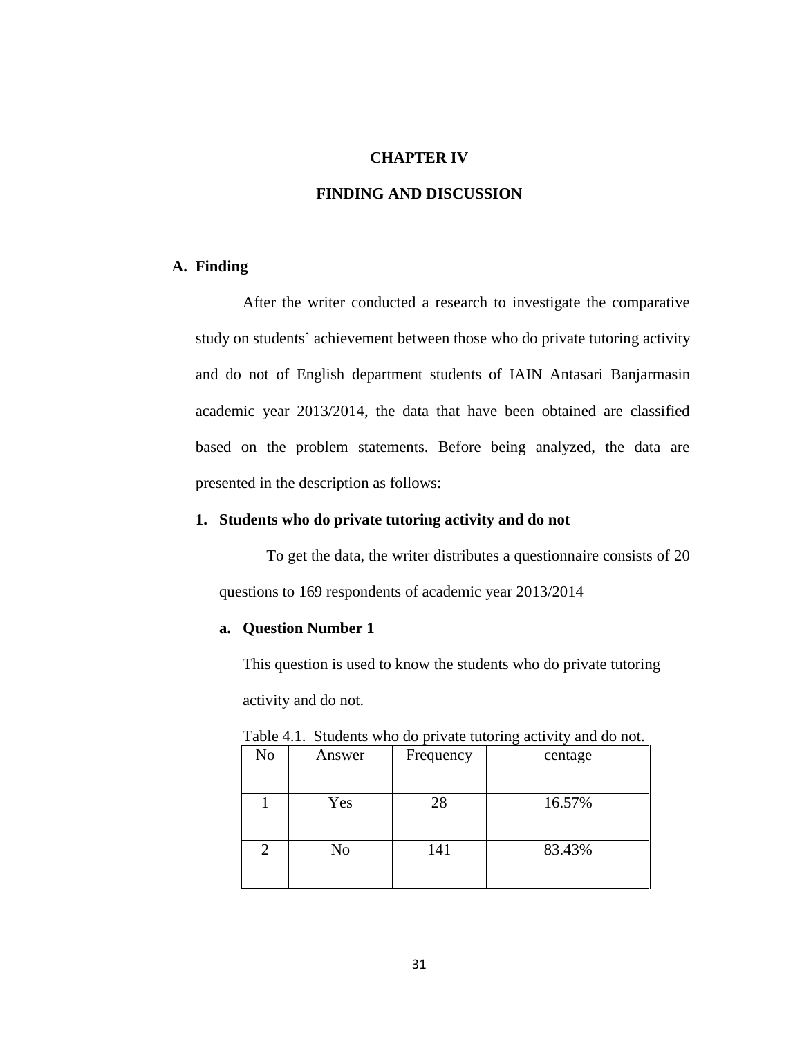# CHAPTER IV

# FINDING AND DISCUSSION

## A. Finding

After the writer conducted a research to investigate the comparative study on students' achievement between those who do private tutoring activity and do not of English department students of IAIN Antasari Banjarmasin academic year 2013/2014, the data that have been obtained are classified based on the problem statements. Before being analyzed, the data are presented in the description as follows:

### 1. Students who do private tutoring activity and do not

To get the data, the writer distributes a questionnaire consists of 20 questions to 169 respondents of academic year 2013/2014

#### a. Question Number 1

This question is used to know the students who do private tutoring activity and do not.

Table 4.1. Students who do private tutoring activity and do not.

| No | Answer | Frequency | centage |
|---|---|---|---|
| 1 | Yes | 28 | 16.57% |
| 2 | No | 141 | 83.43% |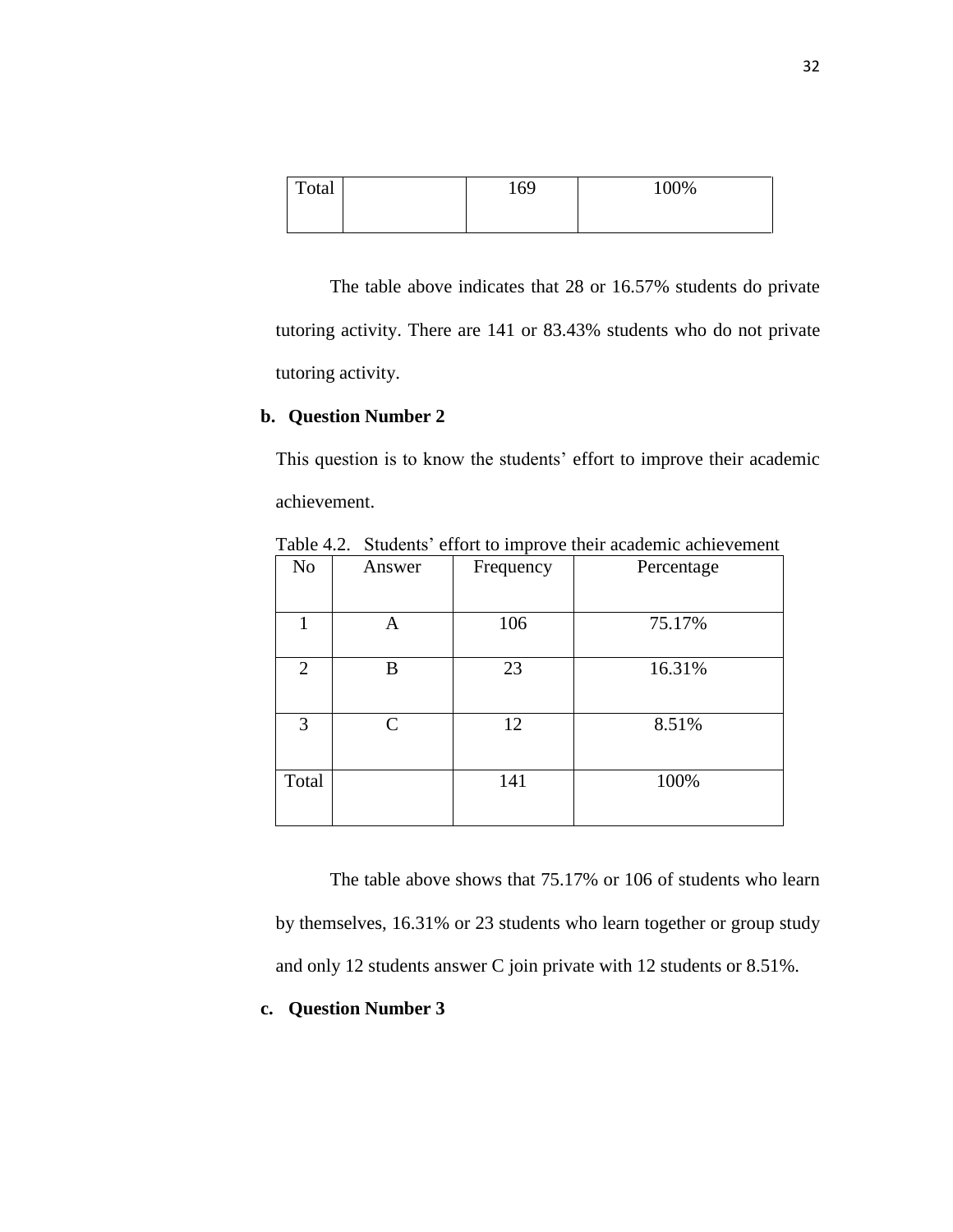| Total | | 169 | 100% |
|---|---|---|---|

The table above indicates that 28 or 16.57% students do private tutoring activity. There are 141 or 83.43% students who do not private tutoring activity.

**b. Question Number 2**

This question is to know the students' effort to improve their academic achievement.

Table 4.2. Students' effort to improve their academic achievement

| No | Answer | Frequency | Percentage |
|---|---|---|---|
| 1 | A | 106 | 75.17% |
| 2 | B | 23 | 16.31% |
| 3 | C | 12 | 8.51% |
| Total | | 141 | 100% |

The table above shows that 75.17% or 106 of students who learn by themselves, 16.31% or 23 students who learn together or group study and only 12 students answer C join private with 12 students or 8.51%.

**c. Question Number 3**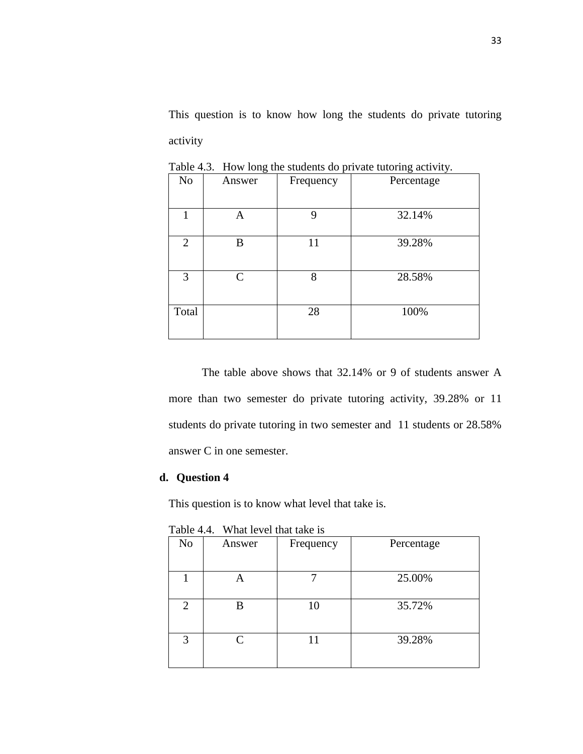This question is to know how long the students do private tutoring activity

Table 4.3. How long the students do private tutoring activity.

| No | Answer | Frequency | Percentage |
|---|---|---|---|
| 1 | A | 9 | 32.14% |
| 2 | B | 11 | 39.28% |
| 3 | C | 8 | 28.58% |
| Total | | 28 | 100% |

The table above shows that 32.14% or 9 of students answer A more than two semester do private tutoring activity, 39.28% or 11 students do private tutoring in two semester and 11 students or 28.58% answer C in one semester.

**d. Question 4**

This question is to know what level that take is.

Table 4.4. What level that take is

| No | Answer | Frequency | Percentage |
|---|---|---|---|
| 1 | A | 7 | 25.00% |
| 2 | B | 10 | 35.72% |
| 3 | C | 11 | 39.28% |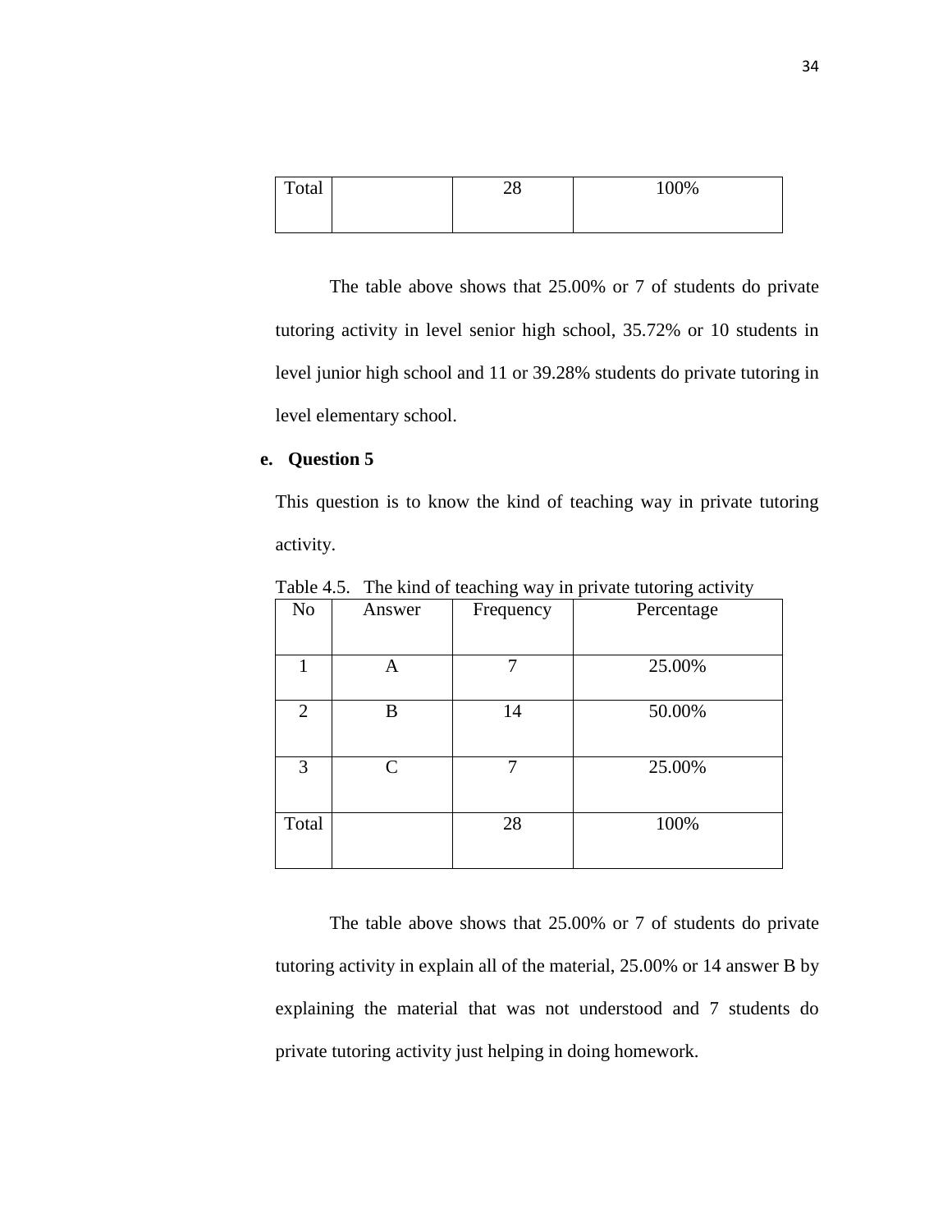| | | | |
|---|---|---|---|
| Total | | 28 | 100% |

The table above shows that 25.00% or 7 of students do private tutoring activity in level senior high school, 35.72% or 10 students in level junior high school and 11 or 39.28% students do private tutoring in level elementary school.

**e. Question 5**

This question is to know the kind of teaching way in private tutoring activity.

Table 4.5. The kind of teaching way in private tutoring activity

| No | Answer | Frequency | Percentage |
|---|---|---|---|
| 1 | A | 7 | 25.00% |
| 2 | B | 14 | 50.00% |
| 3 | C | 7 | 25.00% |
| Total | | 28 | 100% |

The table above shows that 25.00% or 7 of students do private tutoring activity in explain all of the material, 25.00% or 14 answer B by explaining the material that was not understood and 7 students do private tutoring activity just helping in doing homework.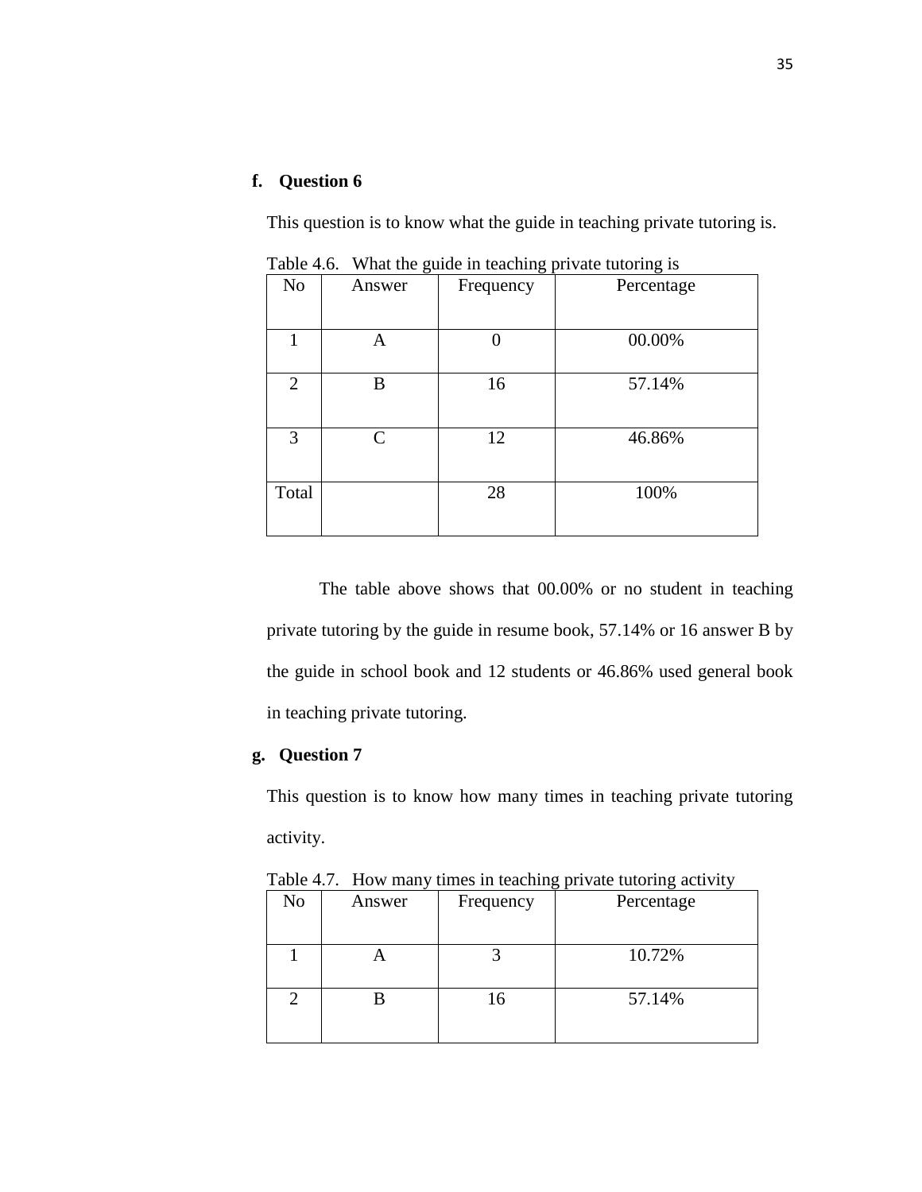**f. Question 6**

This question is to know what the guide in teaching private tutoring is.

Table 4.6. What the guide in teaching private tutoring is

| No | Answer | Frequency | Percentage |
|---|---|---|---|
| 1 | A | 0 | 00.00% |
| 2 | B | 16 | 57.14% |
| 3 | C | 12 | 46.86% |
| Total | | 28 | 100% |

The table above shows that 00.00% or no student in teaching private tutoring by the guide in resume book, 57.14% or 16 answer B by the guide in school book and 12 students or 46.86% used general book in teaching private tutoring.

**g. Question 7**

This question is to know how many times in teaching private tutoring activity.

Table 4.7. How many times in teaching private tutoring activity

| No | Answer | Frequency | Percentage |
|---|---|---|---|
| 1 | A | 3 | 10.72% |
| 2 | B | 16 | 57.14% |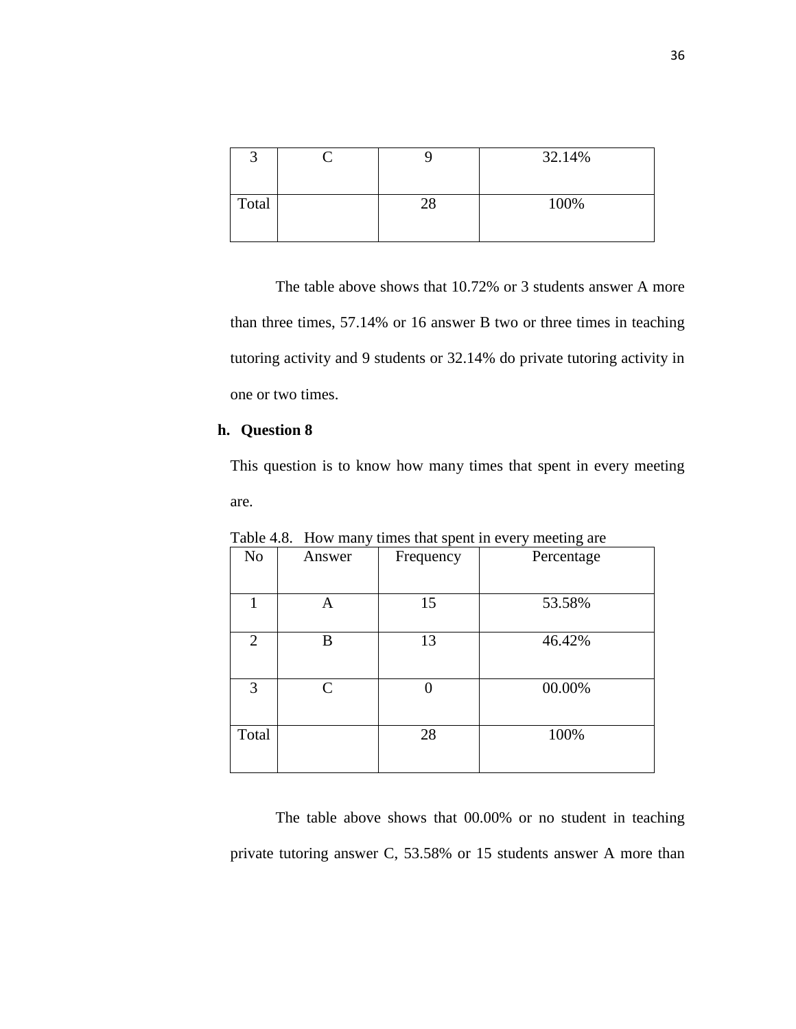| | | | |
|---|---|---|---|
| 3 | C | 9 | 32.14% |
| Total | | 28 | 100% |

The table above shows that 10.72% or 3 students answer A more than three times, 57.14% or 16 answer B two or three times in teaching tutoring activity and 9 students or 32.14% do private tutoring activity in one or two times.

**h. Question 8**

This question is to know how many times that spent in every meeting are.

Table 4.8. How many times that spent in every meeting are

| No | Answer | Frequency | Percentage |
|---|---|---|---|
| 1 | A | 15 | 53.58% |
| 2 | B | 13 | 46.42% |
| 3 | C | 0 | 00.00% |
| Total | | 28 | 100% |

The table above shows that 00.00% or no student in teaching private tutoring answer C, 53.58% or 15 students answer A more than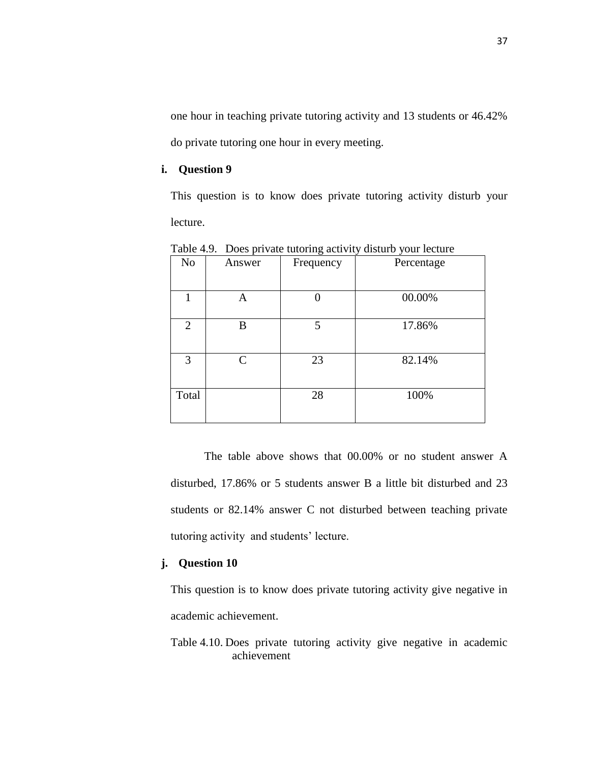one hour in teaching private tutoring activity and 13 students or 46.42% do private tutoring one hour in every meeting.

**i. Question 9**

This question is to know does private tutoring activity disturb your lecture.

Table 4.9. Does private tutoring activity disturb your lecture

| No | Answer | Frequency | Percentage |
|---|---|---|---|
| 1 | A | 0 | 00.00% |
| 2 | B | 5 | 17.86% |
| 3 | C | 23 | 82.14% |
| Total | | 28 | 100% |

The table above shows that 00.00% or no student answer A disturbed, 17.86% or 5 students answer B a little bit disturbed and 23 students or 82.14% answer C not disturbed between teaching private tutoring activity and students' lecture.

**j. Question 10**

This question is to know does private tutoring activity give negative in academic achievement.

Table 4.10. Does private tutoring activity give negative in academic achievement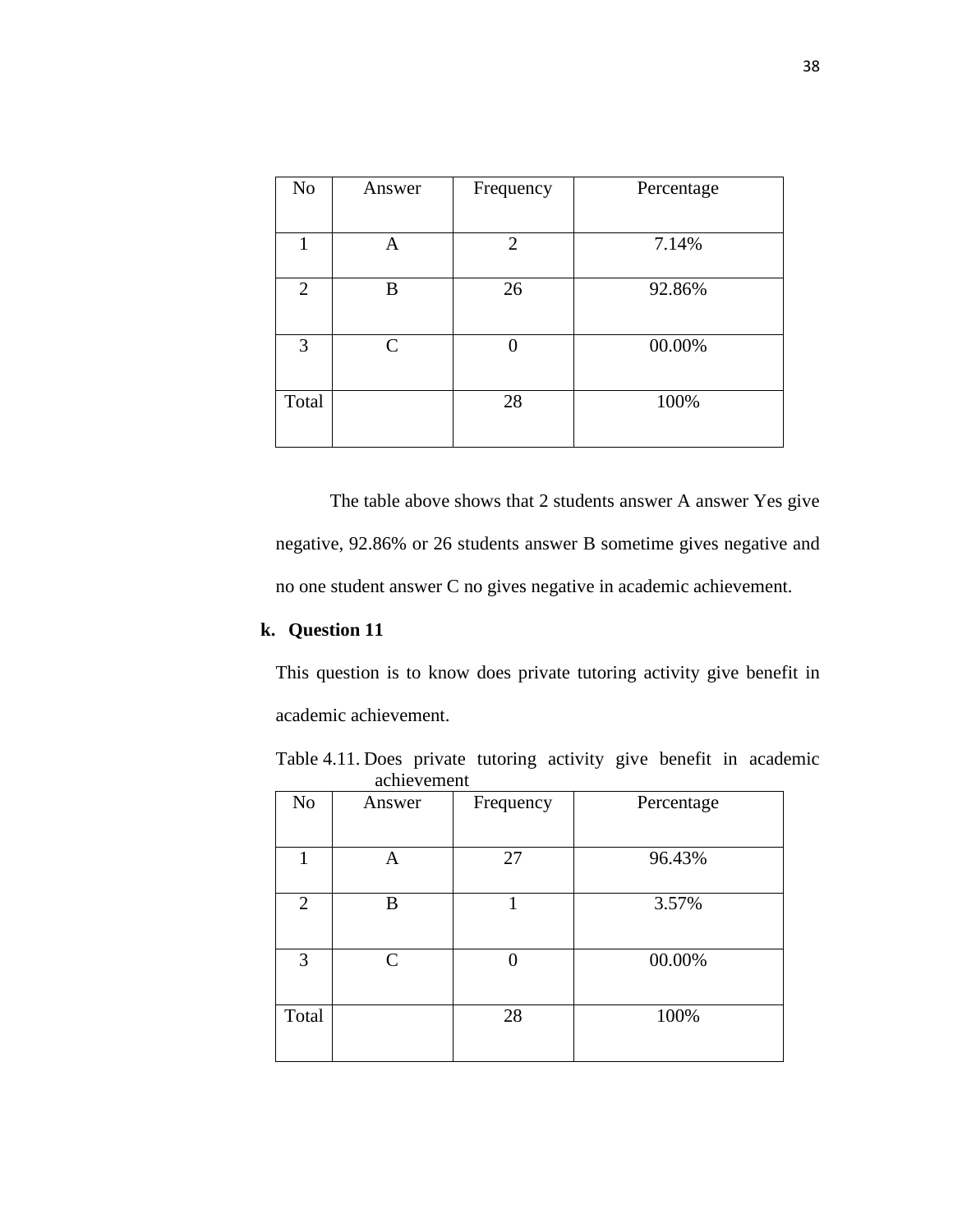| No | Answer | Frequency | Percentage |
|---|---|---|---|
| 1 | A | 2 | 7.14% |
| 2 | B | 26 | 92.86% |
| 3 | C | 0 | 00.00% |
| Total | | 28 | 100% |

The table above shows that 2 students answer A answer Yes give negative, 92.86% or 26 students answer B sometime gives negative and no one student answer C no gives negative in academic achievement.

**k. Question 11**

This question is to know does private tutoring activity give benefit in academic achievement.

Table 4.11. Does private tutoring activity give benefit in academic achievement

| No | Answer | Frequency | Percentage |
|---|---|---|---|
| 1 | A | 27 | 96.43% |
| 2 | B | 1 | 3.57% |
| 3 | C | 0 | 00.00% |
| Total | | 28 | 100% |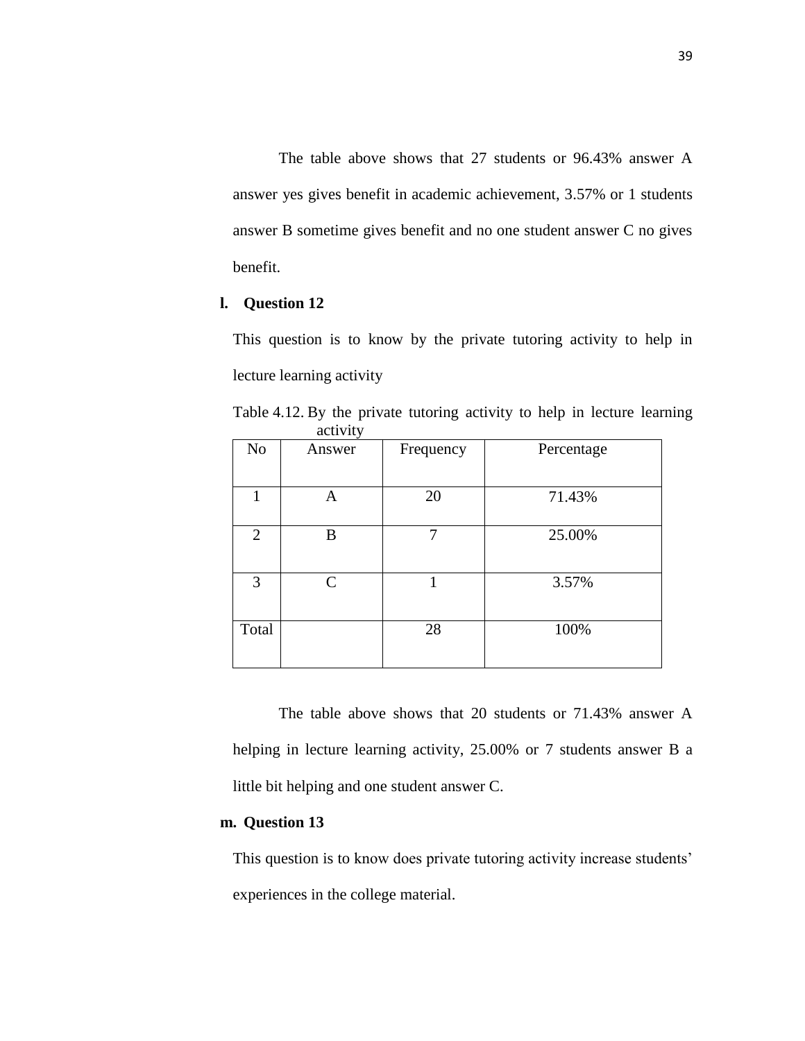The table above shows that 27 students or 96.43% answer A answer yes gives benefit in academic achievement, 3.57% or 1 students answer B sometime gives benefit and no one student answer C no gives benefit.

**l. Question 12**

This question is to know by the private tutoring activity to help in lecture learning activity

Table 4.12. By the private tutoring activity to help in lecture learning activity

| No | Answer | Frequency | Percentage |
|---|---|---|---|
| 1 | A | 20 | 71.43% |
| 2 | B | 7 | 25.00% |
| 3 | C | 1 | 3.57% |
| Total | | 28 | 100% |

The table above shows that 20 students or 71.43% answer A helping in lecture learning activity, 25.00% or 7 students answer B a little bit helping and one student answer C.

**m. Question 13**

This question is to know does private tutoring activity increase students' experiences in the college material.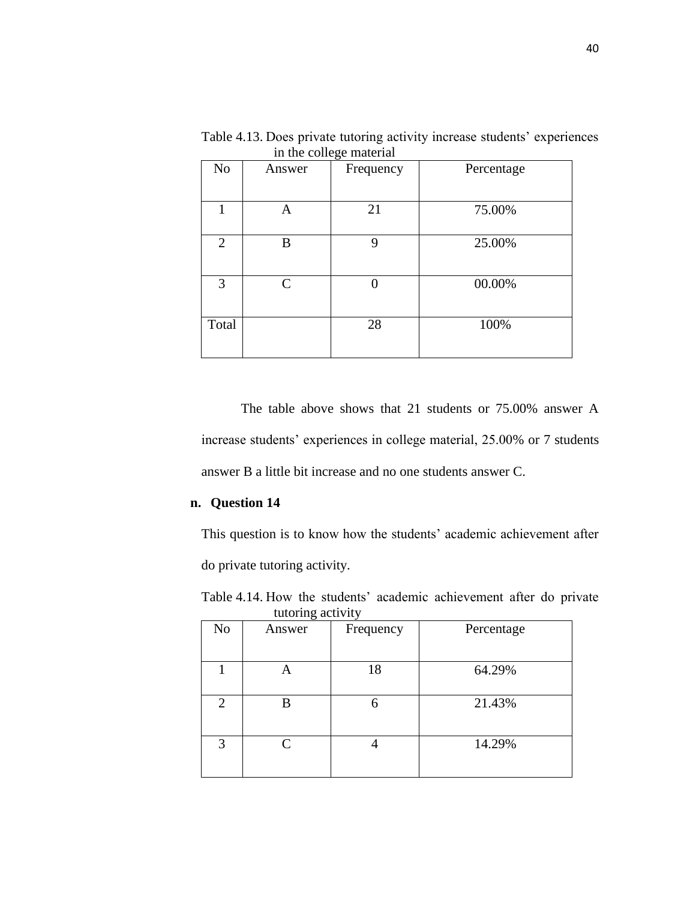Table 4.13. Does private tutoring activity increase students' experiences in the college material

| No | Answer | Frequency | Percentage |
|---|---|---|---|
| 1 | A | 21 | 75.00% |
| 2 | B | 9 | 25.00% |
| 3 | C | 0 | 00.00% |
| Total | | 28 | 100% |

The table above shows that 21 students or 75.00% answer A increase students' experiences in college material, 25.00% or 7 students answer B a little bit increase and no one students answer C.

**n. Question 14**

This question is to know how the students' academic achievement after do private tutoring activity.

Table 4.14. How the students' academic achievement after do private tutoring activity

| No | Answer | Frequency | Percentage |
|---|---|---|---|
| 1 | A | 18 | 64.29% |
| 2 | B | 6 | 21.43% |
| 3 | C | 4 | 14.29% |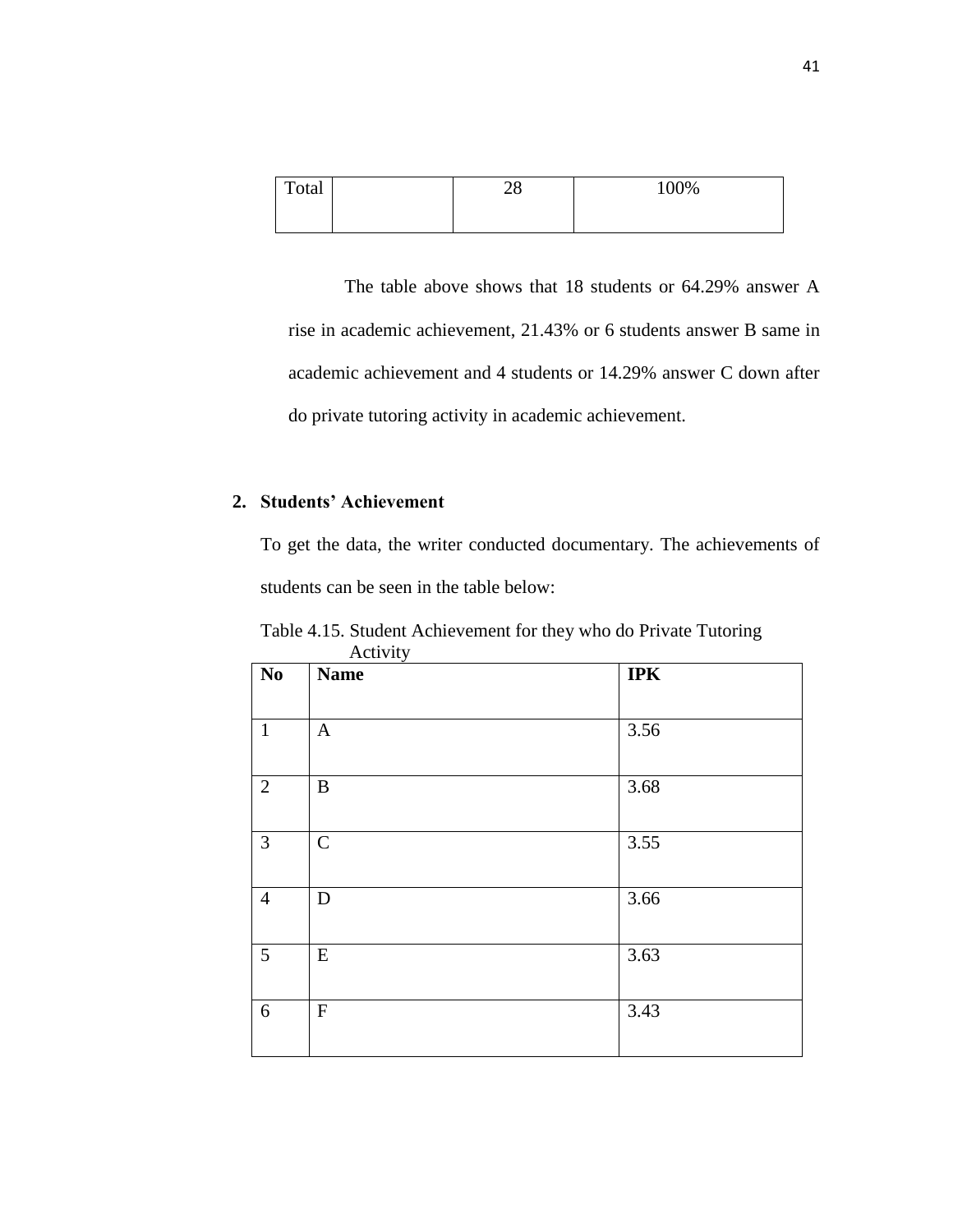| | | | |
|---|---|---|---|
| Total | | 28 | 100% |

The table above shows that 18 students or 64.29% answer A rise in academic achievement, 21.43% or 6 students answer B same in academic achievement and 4 students or 14.29% answer C down after do private tutoring activity in academic achievement.

**2. Students' Achievement**

To get the data, the writer conducted documentary. The achievements of students can be seen in the table below:

Table 4.15. Student Achievement for they who do Private Tutoring Activity

| No | Name | IPK |
|---|---|---|
| 1 | A | 3.56 |
| 2 | B | 3.68 |
| 3 | C | 3.55 |
| 4 | D | 3.66 |
| 5 | E | 3.63 |
| 6 | F | 3.43 |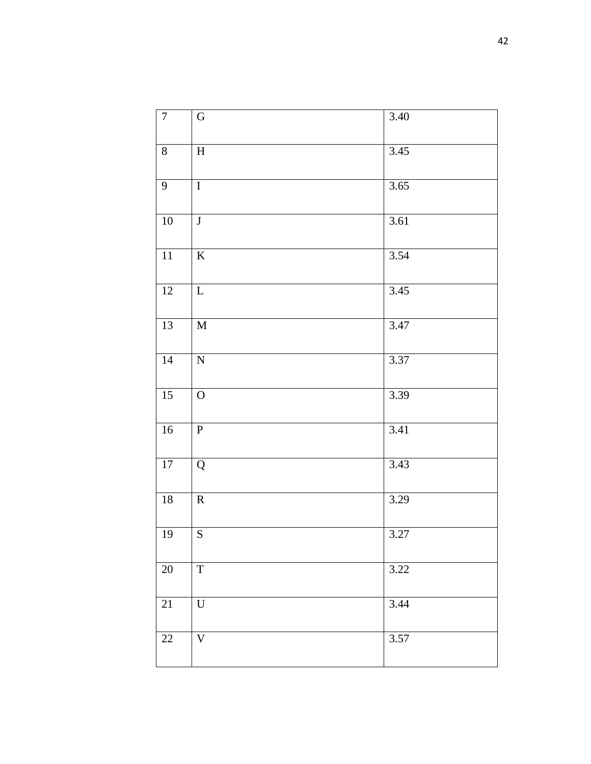| | | |
|---|---|---|
| 7 | G | 3.40 |
| 8 | H | 3.45 |
| 9 | I | 3.65 |
| 10 | J | 3.61 |
| 11 | K | 3.54 |
| 12 | L | 3.45 |
| 13 | M | 3.47 |
| 14 | N | 3.37 |
| 15 | O | 3.39 |
| 16 | P | 3.41 |
| 17 | Q | 3.43 |
| 18 | R | 3.29 |
| 19 | S | 3.27 |
| 20 | T | 3.22 |
| 21 | U | 3.44 |
| 22 | V | 3.57 |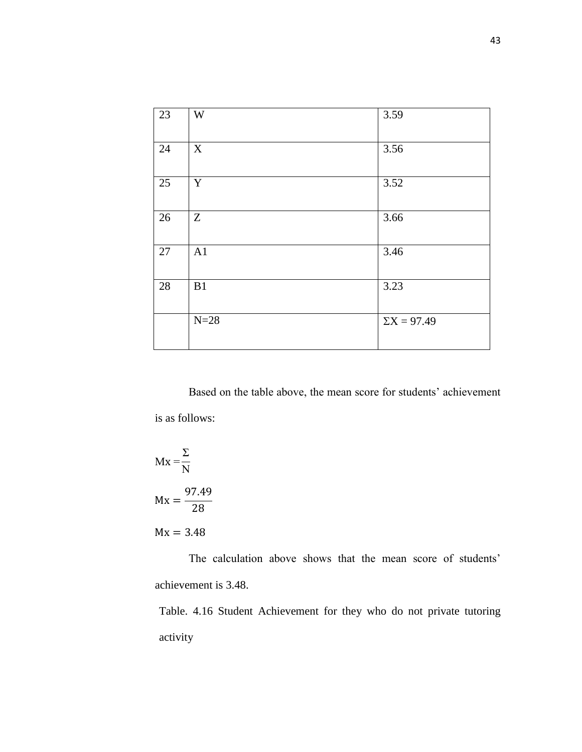| | | |
|---|---|---|
| 23 | W | 3.59 |
| 24 | X | 3.56 |
| 25 | Y | 3.52 |
| 26 | Z | 3.66 |
| 27 | A1 | 3.46 |
| 28 | B1 | 3.23 |
| | N=28 | ΣX = 97.49 |

Based on the table above, the mean score for students' achievement is as follows:

$$Mx = \frac{\Sigma}{N}$$

$$Mx = \frac{97.49}{28}$$

$$Mx = 3.48$$

The calculation above shows that the mean score of students' achievement is 3.48.

Table. 4.16 Student Achievement for they who do not private tutoring activity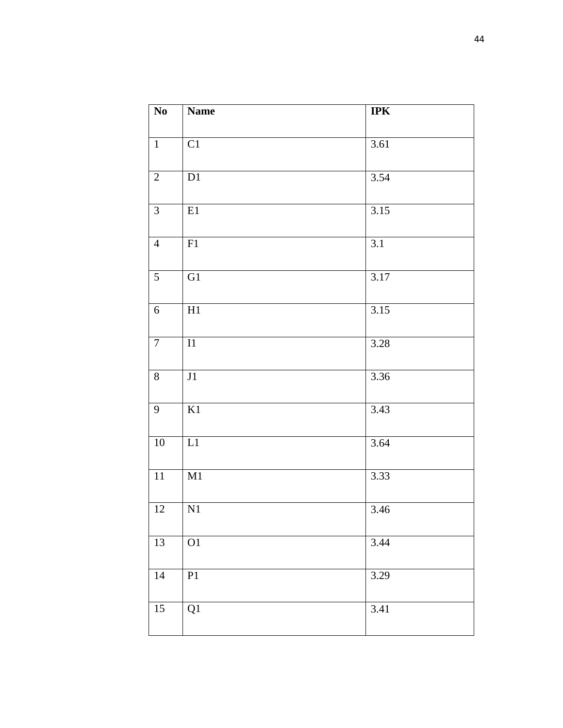| No | Name | IPK |
|---|---|---|
| 1 | C1 | 3.61 |
| 2 | D1 | 3.54 |
| 3 | E1 | 3.15 |
| 4 | F1 | 3.1 |
| 5 | G1 | 3.17 |
| 6 | H1 | 3.15 |
| 7 | I1 | 3.28 |
| 8 | J1 | 3.36 |
| 9 | K1 | 3.43 |
| 10 | L1 | 3.64 |
| 11 | M1 | 3.33 |
| 12 | N1 | 3.46 |
| 13 | O1 | 3.44 |
| 14 | P1 | 3.29 |
| 15 | Q1 | 3.41 |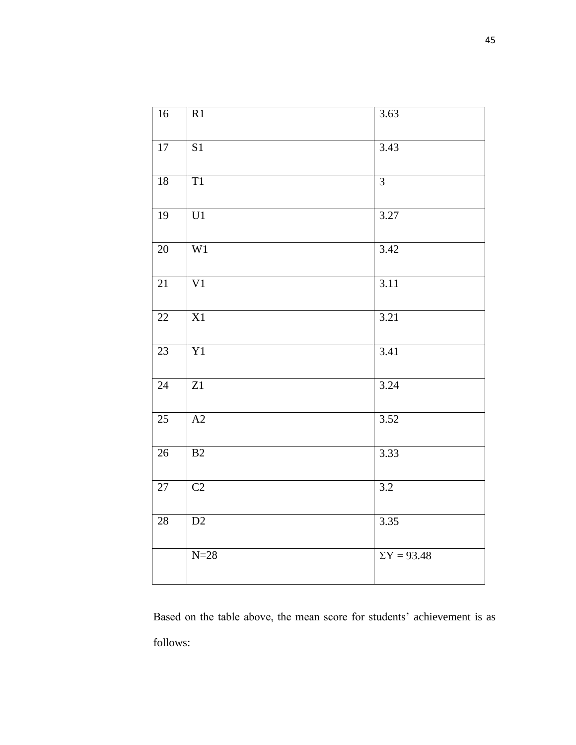| | | |
|---|---|---|
| 16 | R1 | 3.63 |
| 17 | S1 | 3.43 |
| 18 | T1 | 3 |
| 19 | U1 | 3.27 |
| 20 | W1 | 3.42 |
| 21 | V1 | 3.11 |
| 22 | X1 | 3.21 |
| 23 | Y1 | 3.41 |
| 24 | Z1 | 3.24 |
| 25 | A2 | 3.52 |
| 26 | B2 | 3.33 |
| 27 | C2 | 3.2 |
| 28 | D2 | 3.35 |
| | N=28 | $\Sigma Y = 93.48$ |

Based on the table above, the mean score for students' achievement is as follows: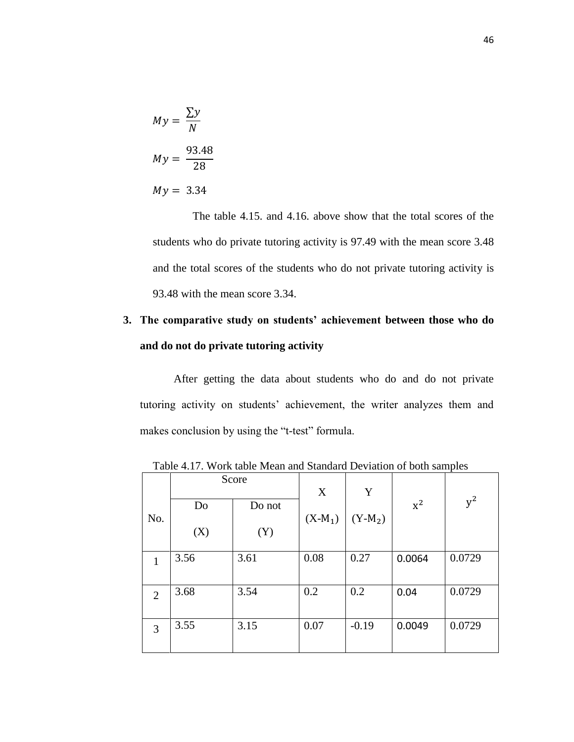$$My = \frac{\sum y}{N}$$

$$My = \frac{93.48}{28}$$

$$My = 3.34$$

The table 4.15. and 4.16. above show that the total scores of the students who do private tutoring activity is 97.49 with the mean score 3.48 and the total scores of the students who do not private tutoring activity is 93.48 with the mean score 3.34.

**3. The comparative study on students' achievement between those who do and do not do private tutoring activity**

After getting the data about students who do and do not private tutoring activity on students' achievement, the writer analyzes them and makes conclusion by using the "t-test" formula.

Table 4.17. Work table Mean and Standard Deviation of both samples

| No. | Score | | X | Y | $x^2$ | $y^2$ |
|---|---|---|---|---|---|---|
| | Do (X) | Do not (Y) | ($X-M_1$) | ($Y-M_2$) | | |
| 1 | 3.56 | 3.61 | 0.08 | 0.27 | 0.0064 | 0.0729 |
| 2 | 3.68 | 3.54 | 0.2 | 0.2 | 0.04 | 0.0729 |
| 3 | 3.55 | 3.15 | 0.07 | -0.19 | 0.0049 | 0.0729 |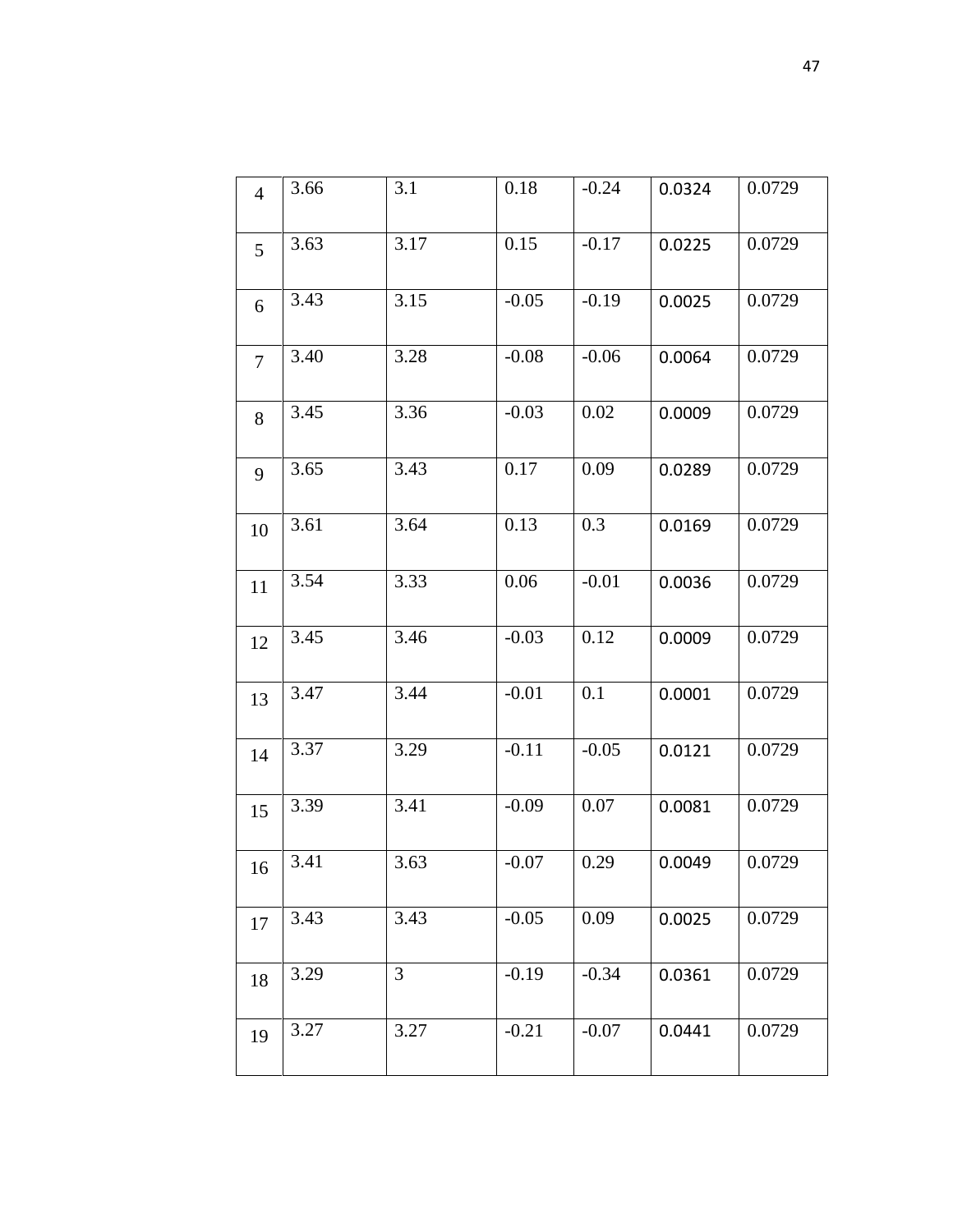| | | | | | | |
|---|---|---|---|---|---|---|
| 4 | 3.66 | 3.1 | 0.18 | -0.24 | 0.0324 | 0.0729 |
| 5 | 3.63 | 3.17 | 0.15 | -0.17 | 0.0225 | 0.0729 |
| 6 | 3.43 | 3.15 | -0.05 | -0.19 | 0.0025 | 0.0729 |
| 7 | 3.40 | 3.28 | -0.08 | -0.06 | 0.0064 | 0.0729 |
| 8 | 3.45 | 3.36 | -0.03 | 0.02 | 0.0009 | 0.0729 |
| 9 | 3.65 | 3.43 | 0.17 | 0.09 | 0.0289 | 0.0729 |
| 10 | 3.61 | 3.64 | 0.13 | 0.3 | 0.0169 | 0.0729 |
| 11 | 3.54 | 3.33 | 0.06 | -0.01 | 0.0036 | 0.0729 |
| 12 | 3.45 | 3.46 | -0.03 | 0.12 | 0.0009 | 0.0729 |
| 13 | 3.47 | 3.44 | -0.01 | 0.1 | 0.0001 | 0.0729 |
| 14 | 3.37 | 3.29 | -0.11 | -0.05 | 0.0121 | 0.0729 |
| 15 | 3.39 | 3.41 | -0.09 | 0.07 | 0.0081 | 0.0729 |
| 16 | 3.41 | 3.63 | -0.07 | 0.29 | 0.0049 | 0.0729 |
| 17 | 3.43 | 3.43 | -0.05 | 0.09 | 0.0025 | 0.0729 |
| 18 | 3.29 | 3 | -0.19 | -0.34 | 0.0361 | 0.0729 |
| 19 | 3.27 | 3.27 | -0.21 | -0.07 | 0.0441 | 0.0729 |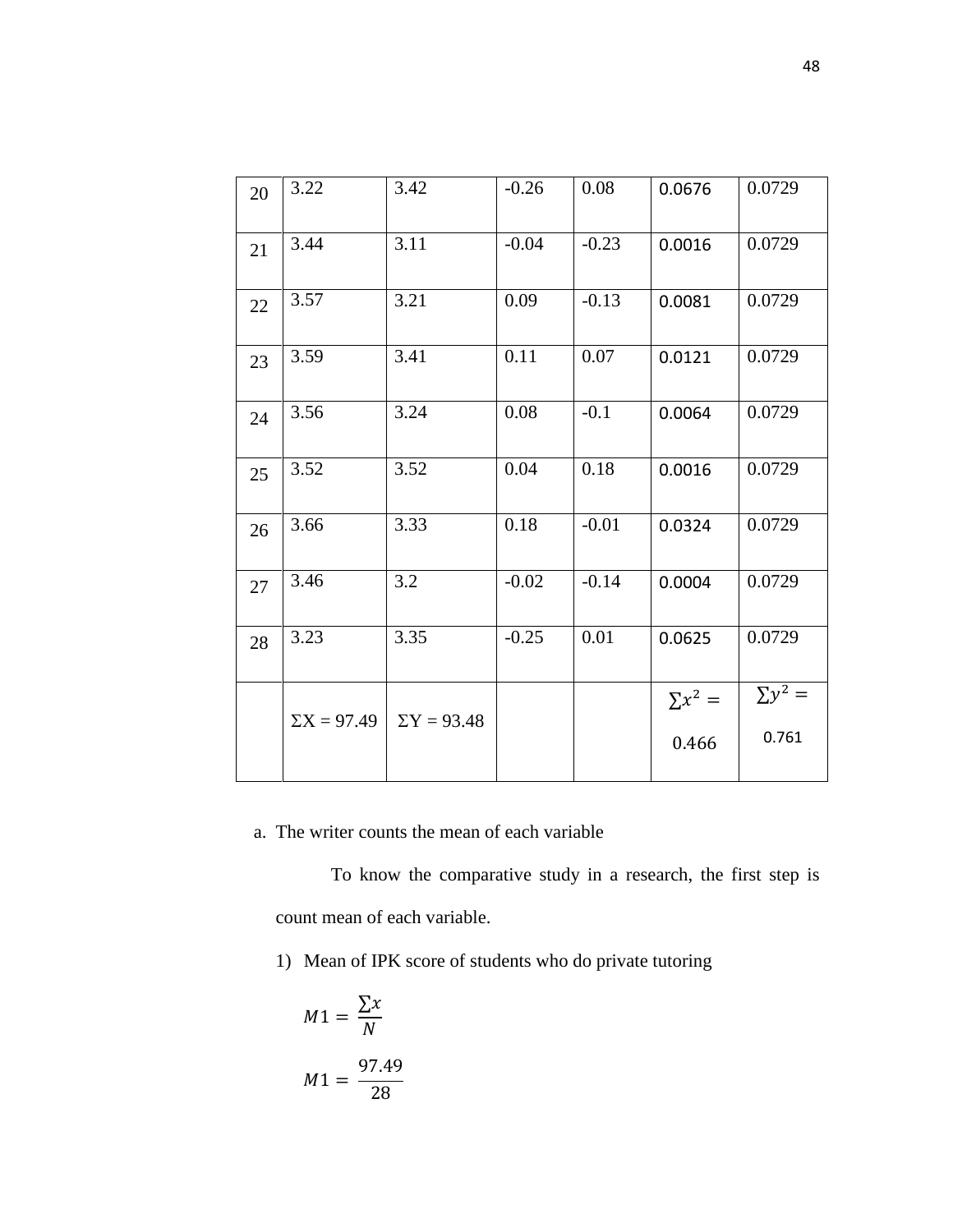| | | | | | | |
|---|---|---|---|---|---|---|
| 20 | 3.22 | 3.42 | -0.26 | 0.08 | 0.0676 | 0.0729 |
| 21 | 3.44 | 3.11 | -0.04 | -0.23 | 0.0016 | 0.0729 |
| 22 | 3.57 | 3.21 | 0.09 | -0.13 | 0.0081 | 0.0729 |
| 23 | 3.59 | 3.41 | 0.11 | 0.07 | 0.0121 | 0.0729 |
| 24 | 3.56 | 3.24 | 0.08 | -0.1 | 0.0064 | 0.0729 |
| 25 | 3.52 | 3.52 | 0.04 | 0.18 | 0.0016 | 0.0729 |
| 26 | 3.66 | 3.33 | 0.18 | -0.01 | 0.0324 | 0.0729 |
| 27 | 3.46 | 3.2 | -0.02 | -0.14 | 0.0004 | 0.0729 |
| 28 | 3.23 | 3.35 | -0.25 | 0.01 | 0.0625 | 0.0729 |
| | ΣX = 97.49 | ΣY = 93.48 | | | $\sum x^2 =$ 0.466 | $\sum y^2 =$ 0.761 |

a. The writer counts the mean of each variable

To know the comparative study in a research, the first step is count mean of each variable.

1) Mean of IPK score of students who do private tutoring

$$M1 = \frac{\sum x}{N}$$

$$M1 = \frac{97.49}{28}$$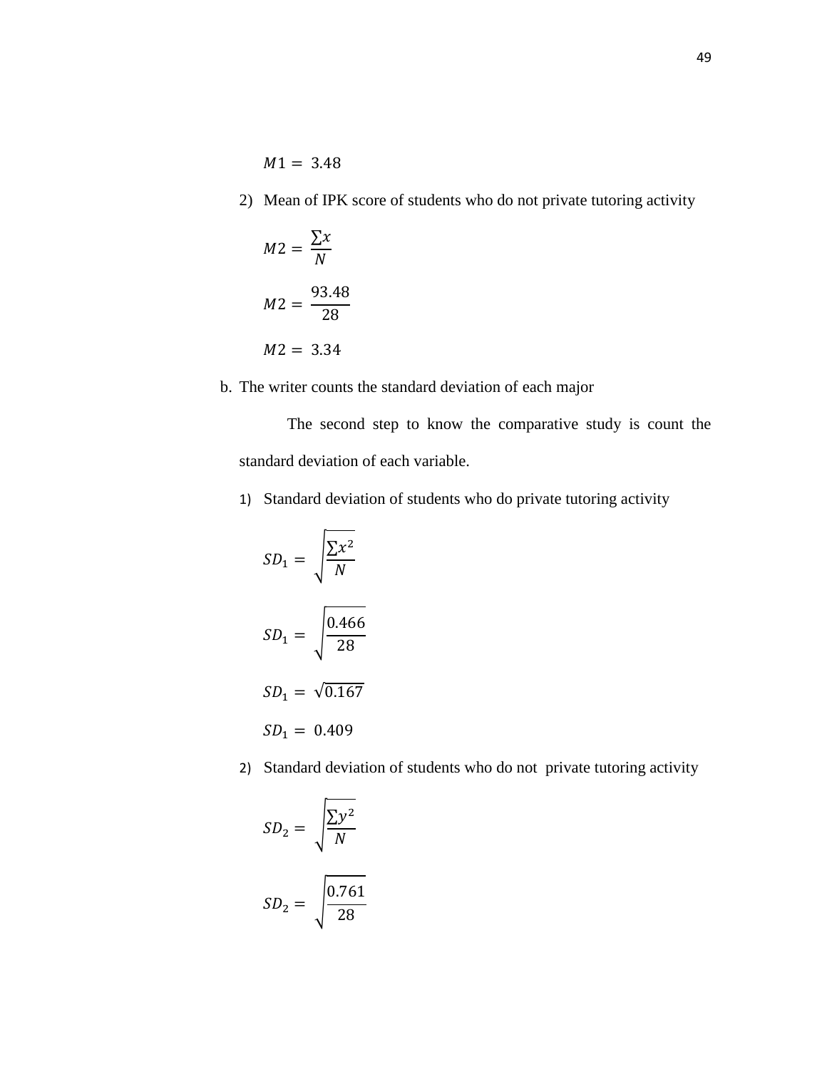$$M1 = 3.48$$

2) Mean of IPK score of students who do not private tutoring activity

$$M2 = \frac{\sum x}{N}$$

$$M2 = \frac{93.48}{28}$$

$$M2 = 3.34$$

b. The writer counts the standard deviation of each major

The second step to know the comparative study is count the standard deviation of each variable.

1) Standard deviation of students who do private tutoring activity

$$SD_1 = \sqrt{\frac{\sum x^2}{N}}$$

$$SD_1 = \sqrt{\frac{0.466}{28}}$$

$$SD_1 = \sqrt{0.167}$$

$$SD_1 = 0.409$$

2) Standard deviation of students who do not private tutoring activity

$$SD_2 = \sqrt{\frac{\sum y^2}{N}}$$

$$SD_2 = \sqrt{\frac{0.761}{28}}$$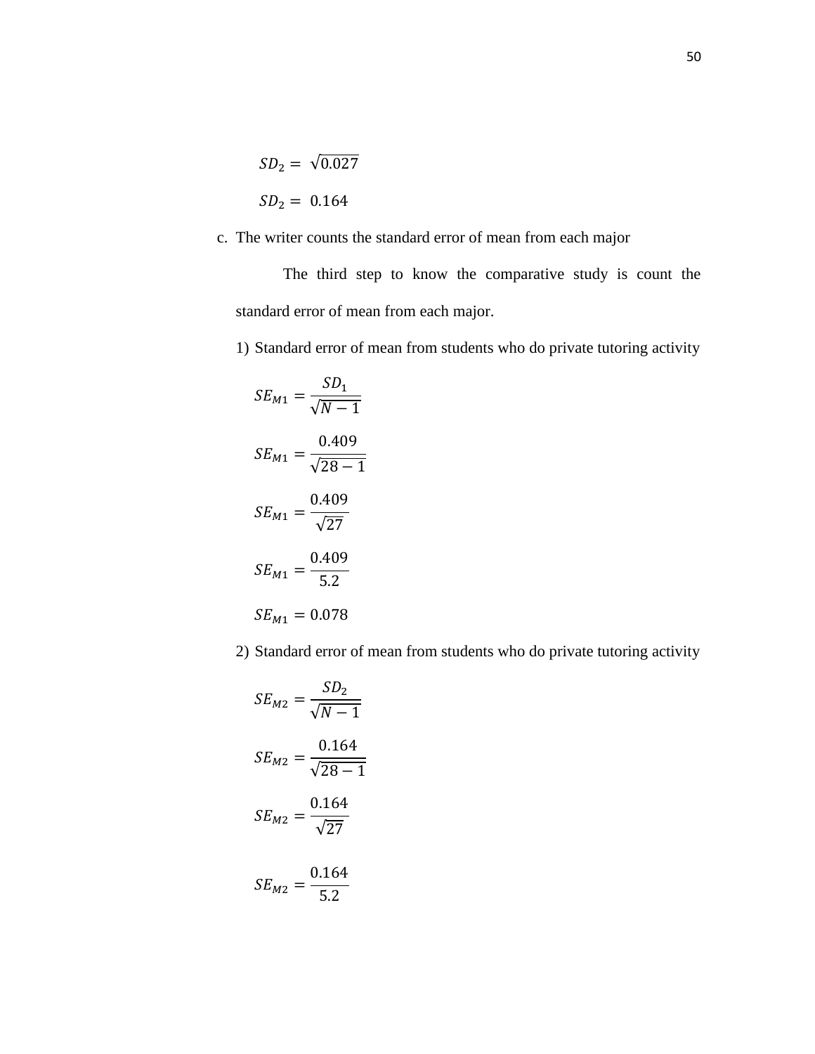$$SD_2 = \sqrt{0.027}$$

$$SD_2 = 0.164$$

c. The writer counts the standard error of mean from each major

The third step to know the comparative study is count the standard error of mean from each major.

1) Standard error of mean from students who do private tutoring activity

$$SE_{M1} = \frac{SD_1}{\sqrt{N-1}}$$

$$SE_{M1} = \frac{0.409}{\sqrt{28-1}}$$

$$SE_{M1} = \frac{0.409}{\sqrt{27}}$$

$$SE_{M1} = \frac{0.409}{5.2}$$

$$SE_{M1} = 0.078$$

2) Standard error of mean from students who do private tutoring activity

$$SE_{M2} = \frac{SD_2}{\sqrt{N-1}}$$

$$SE_{M2} = \frac{0.164}{\sqrt{28-1}}$$

$$SE_{M2} = \frac{0.164}{\sqrt{27}}$$

$$SE_{M2} = \frac{0.164}{5.2}$$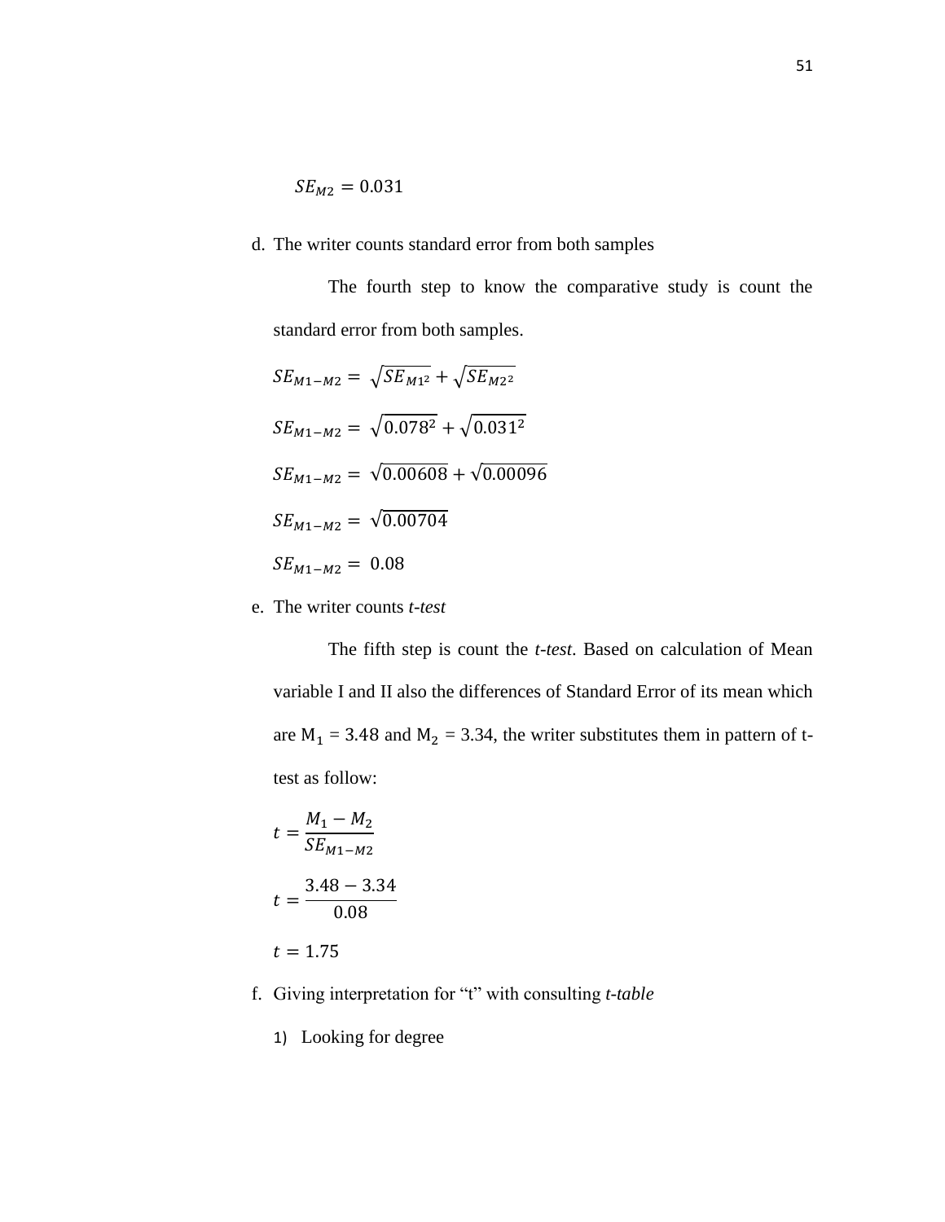$SE_{M2} = 0.031$

d. The writer counts standard error from both samples

The fourth step to know the comparative study is count the standard error from both samples.

$SE_{M1-M2} = \sqrt{SE_{M1^2}} + \sqrt{SE_{M2^2}}$

$SE_{M1-M2} = \sqrt{0.078^2} + \sqrt{0.031^2}$

$SE_{M1-M2} = \sqrt{0.00608} + \sqrt{0.00096}$

$SE_{M1-M2} = \sqrt{0.00704}$

$SE_{M1-M2} = 0.08$

e. The writer counts *t-test*

The fifth step is count the *t-test*. Based on calculation of Mean variable I and II also the differences of Standard Error of its mean which are $M_1 = 3.48$ and $M_2 = 3.34$, the writer substitutes them in pattern of t-test as follow:

$t = \frac{M_1 - M_2}{SE_{M1-M2}}$

$t = \frac{3.48 - 3.34}{0.08}$

$t = 1.75$

f. Giving interpretation for "t" with consulting *t-table*

1) Looking for degree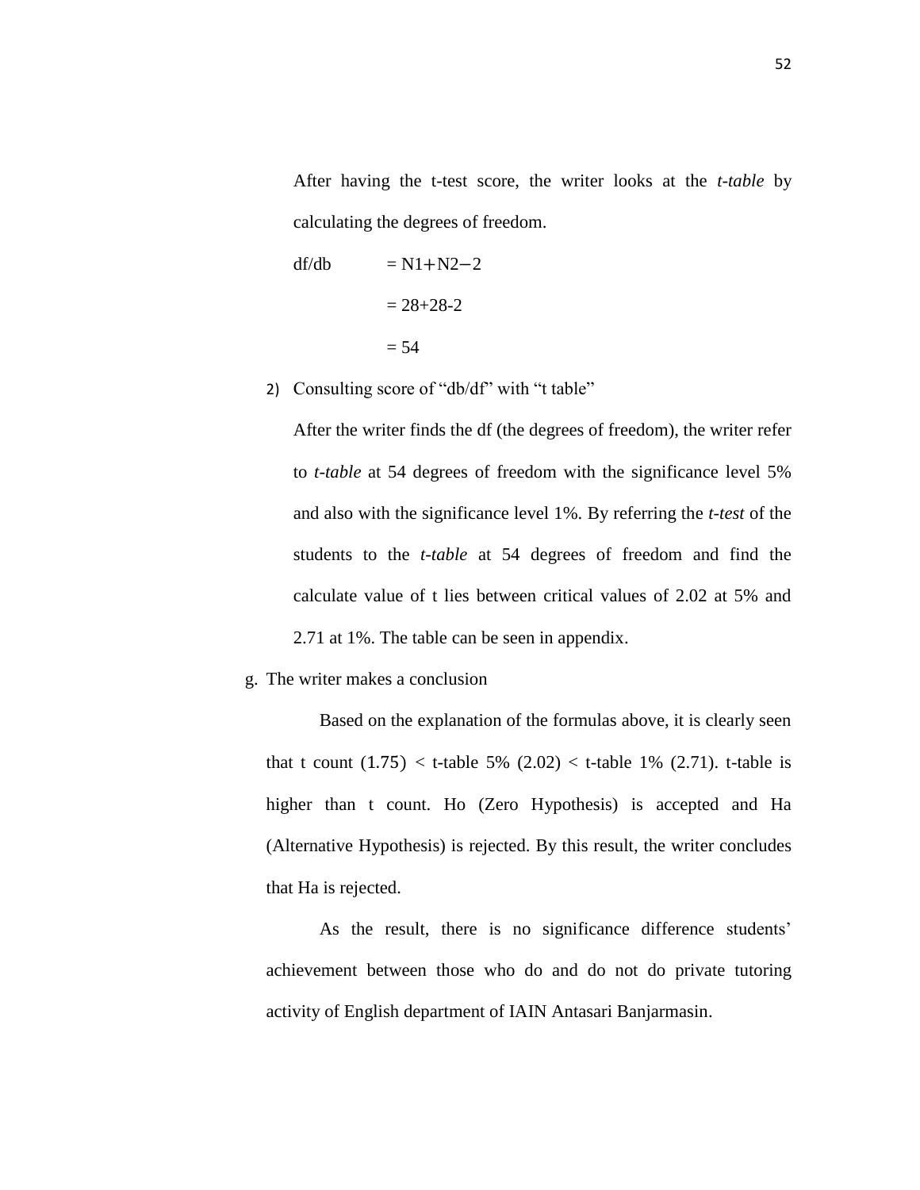After having the t-test score, the writer looks at the *t-table* by calculating the degrees of freedom.

df/db $= N1+N2-2$

$= 28+28-2$

$= 54$

2) Consulting score of "db/df" with "t table"

After the writer finds the df (the degrees of freedom), the writer refer to *t-table* at 54 degrees of freedom with the significance level 5% and also with the significance level 1%. By referring the *t-test* of the students to the *t-table* at 54 degrees of freedom and find the calculate value of t lies between critical values of 2.02 at 5% and 2.71 at 1%. The table can be seen in appendix.

g. The writer makes a conclusion

Based on the explanation of the formulas above, it is clearly seen that t count (1.75) < t-table 5% (2.02) < t-table 1% (2.71). t-table is higher than t count. Ho (Zero Hypothesis) is accepted and Ha (Alternative Hypothesis) is rejected. By this result, the writer concludes that Ha is rejected.

As the result, there is no significance difference students' achievement between those who do and do not do private tutoring activity of English department of IAIN Antasari Banjarmasin.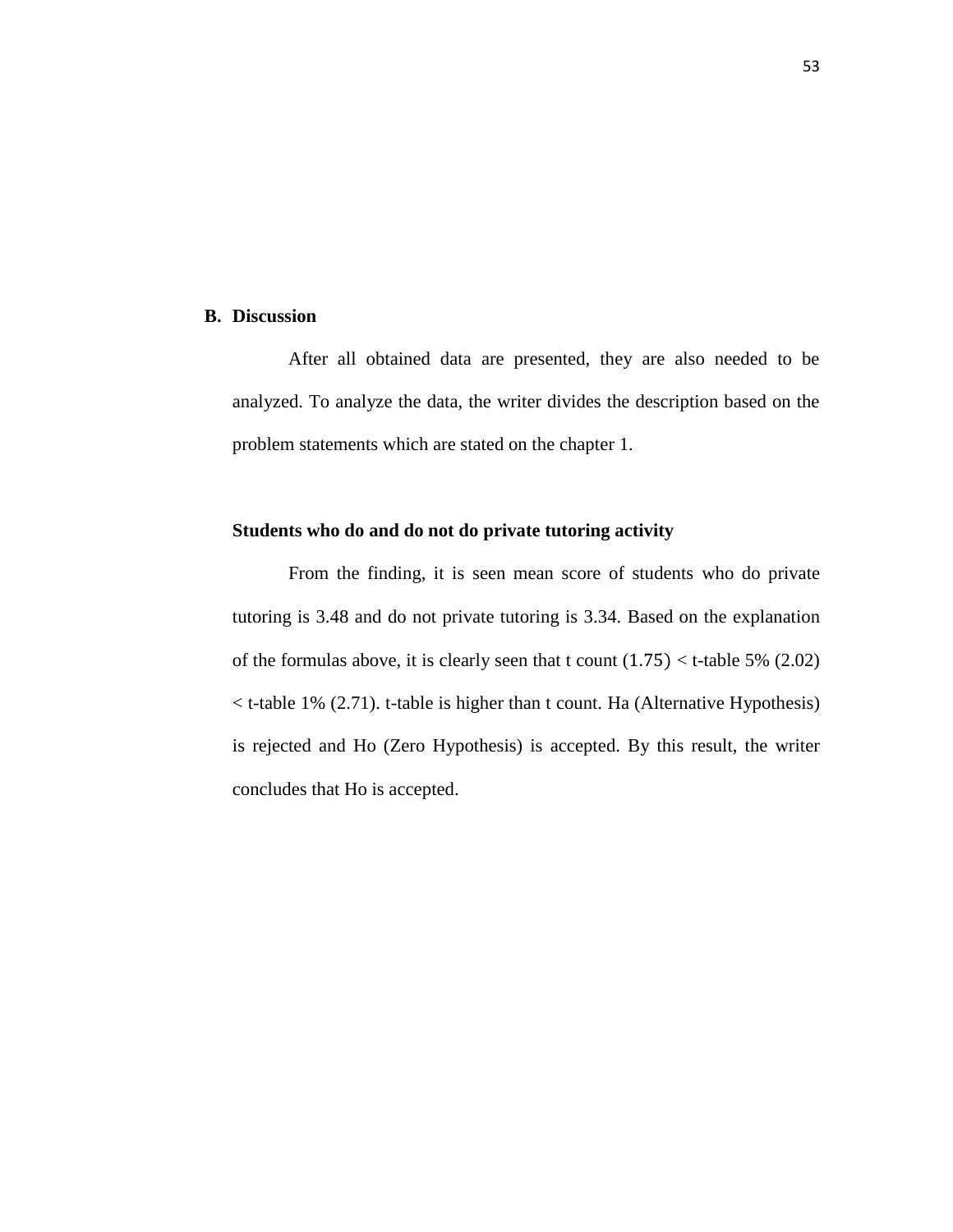## B. Discussion

After all obtained data are presented, they are also needed to be analyzed. To analyze the data, the writer divides the description based on the problem statements which are stated on the chapter 1.

### Students who do and do not do private tutoring activity

From the finding, it is seen mean score of students who do private tutoring is 3.48 and do not private tutoring is 3.34. Based on the explanation of the formulas above, it is clearly seen that t count (1.75) < t-table 5% (2.02) < t-table 1% (2.71). t-table is higher than t count. Ha (Alternative Hypothesis) is rejected and Ho (Zero Hypothesis) is accepted. By this result, the writer concludes that Ho is accepted.